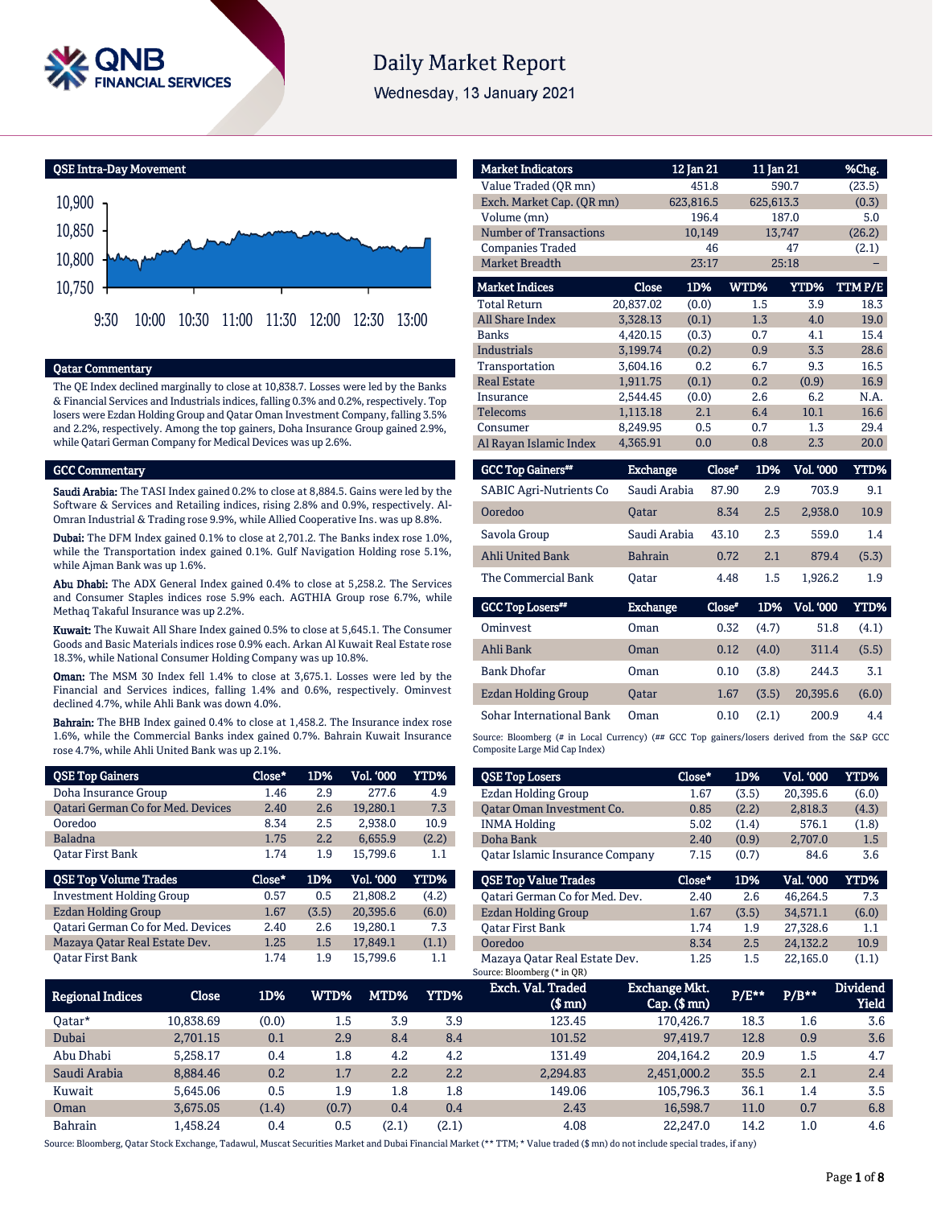# Daily Market Report

Wednesday, 13 January 2021

## QSE Intra-Day Movement

## Qatar Commentary

The QE Index declined marginally to close at 10,838.7. Losses were led by the Banks & Financial Services and Industrials indices, falling 0.3% and 0.2%, respectively. Top losers were Ezdan Holding Group and Qatar Oman Investment Company, falling 3.5% and 2.2%, respectively. Among the top gainers, Doha Insurance Group gained 2.9%, while Qatari German Company for Medical Devices was up 2.6%.

## GCC Commentary

**Saudi Arabia:** The TASI Index gained 0.2% to close at 8,884.5. Gains were led by the Software & Services and Retailing indices, rising 2.8% and 0.9%, respectively. Al-Omran Industrial & Trading rose 9.9%, while Allied Cooperative Ins. was up 8.8%.

**Dubai:** The DFM Index gained 0.1% to close at 2,701.2. The Banks index rose 1.0%, while the Transportation index gained 0.1%. Gulf Navigation Holding rose 5.1%, while Ajman Bank was up 1.6%.

**Abu Dhabi:** The ADX General Index gained 0.4% to close at 5,258.2. The Services and Consumer Staples indices rose 5.9% each. AGTHIA Group rose 6.7%, while Methaq Takaful Insurance was up 2.2%.

**Kuwait:** The Kuwait All Share Index gained 0.5% to close at 5,645.1. The Consumer Goods and Basic Materials indices rose 0.9% each. Arkan Al Kuwait Real Estate rose 18.3%, while National Consumer Holding Company was up 10.8%.

**Oman:** The MSM 30 Index fell 1.4% to close at 3,675.1. Losses were led by the Financial and Services indices, falling 1.4% and 0.6%, respectively. Ominvest declined 4.7%, while Ahli Bank was down 4.0%.

**Bahrain:** The BHB Index gained 0.4% to close at 1,458.2. The Insurance index rose 1.6%, while the Commercial Banks index gained 0.7%. Bahrain Kuwait Insurance rose 4.7%, while Ahli United Bank was up 2.1%.

| Market Indicators | 12 Jan 21 | 11 Jan 21 | %Chg. |
|---|---|---|---|
| Value Traded (QR mn) | 451.8 | 590.7 | (23.5) |
| Exch. Market Cap. (QR mn) | 623,816.5 | 625,613.3 | (0.3) |
| Volume (mn) | 196.4 | 187.0 | 5.0 |
| Number of Transactions | 10,149 | 13,747 | (26.2) |
| Companies Traded | 46 | 47 | (2.1) |
| Market Breadth | 23:17 | 25:18 | – |

| Market Indices | Close | 1D% | WTD% | YTD% | TTM P/E |
|---|---|---|---|---|---|
| Total Return | 20,837.02 | (0.0) | 1.5 | 3.9 | 18.3 |
| All Share Index | 3,328.13 | (0.1) | 1.3 | 4.0 | 19.0 |
| Banks | 4,420.15 | (0.3) | 0.7 | 4.1 | 15.4 |
| Industrials | 3,199.74 | (0.2) | 0.9 | 3.3 | 28.6 |
| Transportation | 3,604.16 | 0.2 | 6.7 | 9.3 | 16.5 |
| Real Estate | 1,911.75 | (0.1) | 0.2 | (0.9) | 16.9 |
| Insurance | 2,544.45 | (0.0) | 2.6 | 6.2 | N.A. |
| Telecoms | 1,113.18 | 2.1 | 6.4 | 10.1 | 16.6 |
| Consumer | 8,249.95 | 0.5 | 0.7 | 1.3 | 29.4 |
| Al Rayan Islamic Index | 4,365.91 | 0.0 | 0.8 | 2.3 | 20.0 |

| GCC Top Gainers## | Exchange | Close# | 1D% | Vol. '000 | YTD% |
|---|---|---|---|---|---|
| SABIC Agri-Nutrients Co | Saudi Arabia | 87.90 | 2.9 | 703.9 | 9.1 |
| Ooredoo | Qatar | 8.34 | 2.5 | 2,938.0 | 10.9 |
| Savola Group | Saudi Arabia | 43.10 | 2.3 | 559.0 | 1.4 |
| Ahli United Bank | Bahrain | 0.72 | 2.1 | 879.4 | (5.3) |
| The Commercial Bank | Qatar | 4.48 | 1.5 | 1,926.2 | 1.9 |

| GCC Top Losers## | Exchange | Close# | 1D% | Vol. '000 | YTD% |
|---|---|---|---|---|---|
| Ominvest | Oman | 0.32 | (4.7) | 51.8 | (4.1) |
| Ahli Bank | Oman | 0.12 | (4.0) | 311.4 | (5.5) |
| Bank Dhofar | Oman | 0.10 | (3.8) | 244.3 | 3.1 |
| Ezdan Holding Group | Qatar | 1.67 | (3.5) | 20,395.6 | (6.0) |
| Sohar International Bank | Oman | 0.10 | (2.1) | 200.9 | 4.4 |

Source: Bloomberg (# in Local Currency) (## GCC Top gainers/losers derived from the S&P GCC Composite Large Mid Cap Index)

| QSE Top Gainers | Close* | 1D% | Vol. '000 | YTD% |
|---|---|---|---|---|
| Doha Insurance Group | 1.46 | 2.9 | 277.6 | 4.9 |
| Qatari German Co for Med. Devices | 2.40 | 2.6 | 19,280.1 | 7.3 |
| Ooredoo | 8.34 | 2.5 | 2,938.0 | 10.9 |
| Baladna | 1.75 | 2.2 | 6,655.9 | (2.2) |
| Qatar First Bank | 1.74 | 1.9 | 15,799.6 | 1.1 |

| QSE Top Volume Trades | Close* | 1D% | Vol. '000 | YTD% |
|---|---|---|---|---|
| Investment Holding Group | 0.57 | 0.5 | 21,808.2 | (4.2) |
| Ezdan Holding Group | 1.67 | (3.5) | 20,395.6 | (6.0) |
| Qatari German Co for Med. Devices | 2.40 | 2.6 | 19,280.1 | 7.3 |
| Mazaya Qatar Real Estate Dev. | 1.25 | 1.5 | 17,849.1 | (1.1) |
| Qatar First Bank | 1.74 | 1.9 | 15,799.6 | 1.1 |

| QSE Top Losers | Close* | 1D% | Vol. '000 | YTD% |
|---|---|---|---|---|
| Ezdan Holding Group | 1.67 | (3.5) | 20,395.6 | (6.0) |
| Qatar Oman Investment Co. | 0.85 | (2.2) | 2,818.3 | (4.3) |
| INMA Holding | 5.02 | (1.4) | 576.1 | (1.8) |
| Doha Bank | 2.40 | (0.9) | 2,707.0 | 1.5 |
| Qatar Islamic Insurance Company | 7.15 | (0.7) | 84.6 | 3.6 |

| QSE Top Value Trades | Close* | 1D% | Val. '000 | YTD% |
|---|---|---|---|---|
| Qatari German Co for Med. Dev. | 2.40 | 2.6 | 46,264.5 | 7.3 |
| Ezdan Holding Group | 1.67 | (3.5) | 34,571.1 | (6.0) |
| Qatar First Bank | 1.74 | 1.9 | 27,328.6 | 1.1 |
| Ooredoo | 8.34 | 2.5 | 24,132.2 | 10.9 |
| Mazaya Qatar Real Estate Dev. | 1.25 | 1.5 | 22,165.0 | (1.1) |

Source: Bloomberg (* in QR)

| Regional Indices | Close | 1D% | WTD% | MTD% | YTD% | Exch. Val. Traded ($ mn) | Exchange Mkt. Cap. ($ mn) | P/E** | P/B** | Dividend Yield |
|---|---|---|---|---|---|---|---|---|---|---|
| Qatar* | 10,838.69 | (0.0) | 1.5 | 3.9 | 3.9 | 123.45 | 170,426.7 | 18.3 | 1.6 | 3.6 |
| Dubai | 2,701.15 | 0.1 | 2.9 | 8.4 | 8.4 | 101.52 | 97,419.7 | 12.8 | 0.9 | 3.6 |
| Abu Dhabi | 5,258.17 | 0.4 | 1.8 | 4.2 | 4.2 | 131.49 | 204,164.2 | 20.9 | 1.5 | 4.7 |
| Saudi Arabia | 8,884.46 | 0.2 | 1.7 | 2.2 | 2.2 | 2,294.83 | 2,451,000.2 | 35.5 | 2.1 | 2.4 |
| Kuwait | 5,645.06 | 0.5 | 1.9 | 1.8 | 1.8 | 149.06 | 105,796.3 | 36.1 | 1.4 | 3.5 |
| Oman | 3,675.05 | (1.4) | (0.7) | 0.4 | 0.4 | 2.43 | 16,598.7 | 11.0 | 0.7 | 6.8 |
| Bahrain | 1,458.24 | 0.4 | 0.5 | (2.1) | (2.1) | 4.08 | 22,247.0 | 14.2 | 1.0 | 4.6 |

Source: Bloomberg, Qatar Stock Exchange, Tadawul, Muscat Securities Market and Dubai Financial Market (** TTM; * Value traded ($ mn) do not include special trades, if any)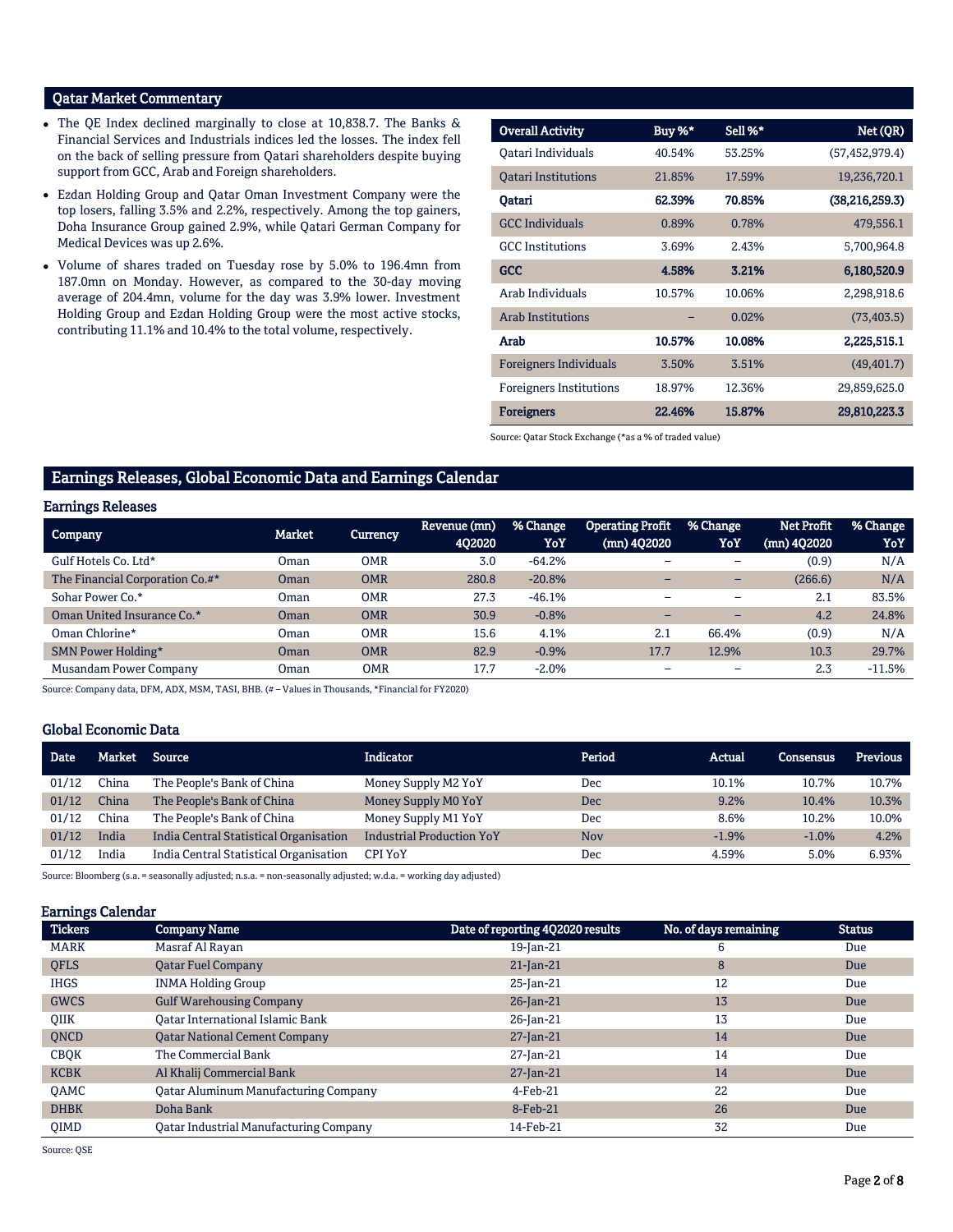## Qatar Market Commentary

- The QE Index declined marginally to close at 10,838.7. The Banks & Financial Services and Industrials indices led the losses. The index fell on the back of selling pressure from Qatari shareholders despite buying support from GCC, Arab and Foreign shareholders.
- Ezdan Holding Group and Qatar Oman Investment Company were the top losers, falling 3.5% and 2.2%, respectively. Among the top gainers, Doha Insurance Group gained 2.9%, while Qatari German Company for Medical Devices was up 2.6%.
- Volume of shares traded on Tuesday rose by 5.0% to 196.4mn from 187.0mn on Monday. However, as compared to the 30-day moving average of 204.4mn, volume for the day was 3.9% lower. Investment Holding Group and Ezdan Holding Group were the most active stocks, contributing 11.1% and 10.4% to the total volume, respectively.

| Overall Activity | Buy %* | Sell %* | Net (QR) |
|---|---|---|---|
| Qatari Individuals | 40.54% | 53.25% | (57,452,979.4) |
| Qatari Institutions | 21.85% | 17.59% | 19,236,720.1 |
| **Qatari** | **62.39%** | **70.85%** | **(38,216,259.3)** |
| GCC Individuals | 0.89% | 0.78% | 479,556.1 |
| GCC Institutions | 3.69% | 2.43% | 5,700,964.8 |
| **GCC** | **4.58%** | **3.21%** | **6,180,520.9** |
| Arab Individuals | 10.57% | 10.06% | 2,298,918.6 |
| Arab Institutions | – | 0.02% | (73,403.5) |
| **Arab** | **10.57%** | **10.08%** | **2,225,515.1** |
| Foreigners Individuals | 3.50% | 3.51% | (49,401.7) |
| Foreigners Institutions | 18.97% | 12.36% | 29,859,625.0 |
| **Foreigners** | **22.46%** | **15.87%** | **29,810,223.3** |

Source: Qatar Stock Exchange (*as a % of traded value)

## Earnings Releases, Global Economic Data and Earnings Calendar

### Earnings Releases

| Company | Market | Currency | Revenue (mn) 4Q2020 | % Change YoY | Operating Profit (mn) 4Q2020 | % Change YoY | Net Profit (mn) 4Q2020 | % Change YoY |
|---|---|---|---|---|---|---|---|---|
| Gulf Hotels Co. Ltd* | Oman | OMR | 3.0 | -64.2% | – | – | (0.9) | N/A |
| The Financial Corporation Co.#* | Oman | OMR | 280.8 | -20.8% | – | – | (266.6) | N/A |
| Sohar Power Co.* | Oman | OMR | 27.3 | -46.1% | – | – | 2.1 | 83.5% |
| Oman United Insurance Co.* | Oman | OMR | 30.9 | -0.8% | – | – | 4.2 | 24.8% |
| Oman Chlorine* | Oman | OMR | 15.6 | 4.1% | 2.1 | 66.4% | (0.9) | N/A |
| SMN Power Holding* | Oman | OMR | 82.9 | -0.9% | 17.7 | 12.9% | 10.3 | 29.7% |
| Musandam Power Company | Oman | OMR | 17.7 | -2.0% | – | – | 2.3 | -11.5% |

Source: Company data, DFM, ADX, MSM, TASI, BHB. (# – Values in Thousands, *Financial for FY2020)

### Global Economic Data

| Date | Market | Source | Indicator | Period | Actual | Consensus | Previous |
|---|---|---|---|---|---|---|---|
| 01/12 | China | The People's Bank of China | Money Supply M2 YoY | Dec | 10.1% | 10.7% | 10.7% |
| 01/12 | China | The People's Bank of China | Money Supply M0 YoY | Dec | 9.2% | 10.4% | 10.3% |
| 01/12 | China | The People's Bank of China | Money Supply M1 YoY | Dec | 8.6% | 10.2% | 10.0% |
| 01/12 | India | India Central Statistical Organisation | Industrial Production YoY | Nov | -1.9% | -1.0% | 4.2% |
| 01/12 | India | India Central Statistical Organisation | CPI YoY | Dec | 4.59% | 5.0% | 6.93% |

Source: Bloomberg (s.a. = seasonally adjusted; n.s.a. = non-seasonally adjusted; w.d.a. = working day adjusted)

### Earnings Calendar

| Tickers | Company Name | Date of reporting 4Q2020 results | No. of days remaining | Status |
|---|---|---|---|---|
| MARK | Masraf Al Rayan | 19-Jan-21 | 6 | Due |
| QFLS | Qatar Fuel Company | 21-Jan-21 | 8 | Due |
| IHGS | INMA Holding Group | 25-Jan-21 | 12 | Due |
| GWCS | Gulf Warehousing Company | 26-Jan-21 | 13 | Due |
| QIIK | Qatar International Islamic Bank | 26-Jan-21 | 13 | Due |
| QNCD | Qatar National Cement Company | 27-Jan-21 | 14 | Due |
| CBQK | The Commercial Bank | 27-Jan-21 | 14 | Due |
| KCBK | Al Khalij Commercial Bank | 27-Jan-21 | 14 | Due |
| QAMC | Qatar Aluminum Manufacturing Company | 4-Feb-21 | 22 | Due |
| DHBK | Doha Bank | 8-Feb-21 | 26 | Due |
| QIMD | Qatar Industrial Manufacturing Company | 14-Feb-21 | 32 | Due |

Source: QSE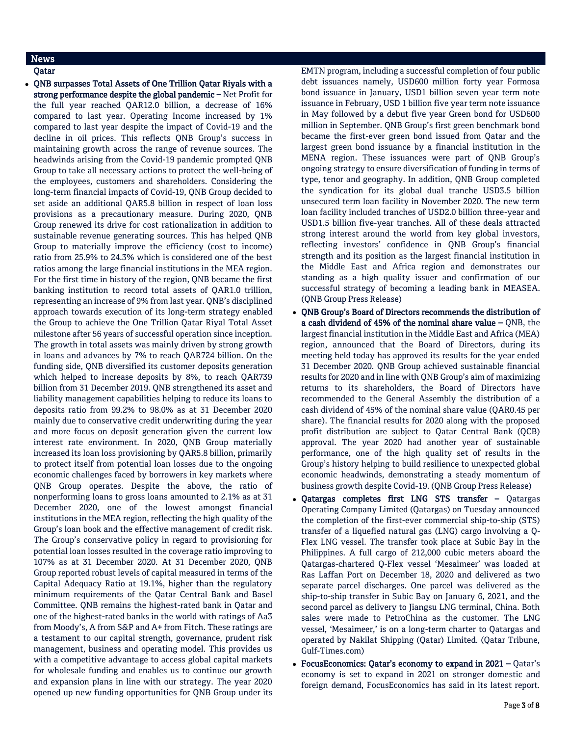## News

### Qatar

- **QNB surpasses Total Assets of One Trillion Qatar Riyals with a strong performance despite the global pandemic –** Net Profit for the full year reached QAR12.0 billion, a decrease of 16% compared to last year. Operating Income increased by 1% compared to last year despite the impact of Covid-19 and the decline in oil prices. This reflects QNB Group's success in maintaining growth across the range of revenue sources. The headwinds arising from the Covid-19 pandemic prompted QNB Group to take all necessary actions to protect the well-being of the employees, customers and shareholders. Considering the long-term financial impacts of Covid-19, QNB Group decided to set aside an additional QAR5.8 billion in respect of loan loss provisions as a precautionary measure. During 2020, QNB Group renewed its drive for cost rationalization in addition to sustainable revenue generating sources. This has helped QNB Group to materially improve the efficiency (cost to income) ratio from 25.9% to 24.3% which is considered one of the best ratios among the large financial institutions in the MEA region. For the first time in history of the region, QNB became the first banking institution to record total assets of QAR1.0 trillion, representing an increase of 9% from last year. QNB's disciplined approach towards execution of its long-term strategy enabled the Group to achieve the One Trillion Qatar Riyal Total Asset milestone after 56 years of successful operation since inception. The growth in total assets was mainly driven by strong growth in loans and advances by 7% to reach QAR724 billion. On the funding side, QNB diversified its customer deposits generation which helped to increase deposits by 8%, to reach QAR739 billion from 31 December 2019. QNB strengthened its asset and liability management capabilities helping to reduce its loans to deposits ratio from 99.2% to 98.0% as at 31 December 2020 mainly due to conservative credit underwriting during the year and more focus on deposit generation given the current low interest rate environment. In 2020, QNB Group materially increased its loan loss provisioning by QAR5.8 billion, primarily to protect itself from potential loan losses due to the ongoing economic challenges faced by borrowers in key markets where QNB Group operates. Despite the above, the ratio of nonperforming loans to gross loans amounted to 2.1% as at 31 December 2020, one of the lowest amongst financial institutions in the MEA region, reflecting the high quality of the Group's loan book and the effective management of credit risk. The Group's conservative policy in regard to provisioning for potential loan losses resulted in the coverage ratio improving to 107% as at 31 December 2020. At 31 December 2020, QNB Group reported robust levels of capital measured in terms of the Capital Adequacy Ratio at 19.1%, higher than the regulatory minimum requirements of the Qatar Central Bank and Basel Committee. QNB remains the highest-rated bank in Qatar and one of the highest-rated banks in the world with ratings of Aa3 from Moody's, A from S&P and A+ from Fitch. These ratings are a testament to our capital strength, governance, prudent risk management, business and operating model. This provides us with a competitive advantage to access global capital markets for wholesale funding and enables us to continue our growth and expansion plans in line with our strategy. The year 2020 opened up new funding opportunities for QNB Group under its EMTN program, including a successful completion of four public debt issuances namely, USD600 million forty year Formosa bond issuance in January, USD1 billion seven year term note issuance in February, USD 1 billion five year term note issuance in May followed by a debut five year Green bond for USD600 million in September. QNB Group's first green benchmark bond became the first-ever green bond issued from Qatar and the largest green bond issuance by a financial institution in the MENA region. These issuances were part of QNB Group's ongoing strategy to ensure diversification of funding in terms of type, tenor and geography. In addition, QNB Group completed the syndication for its global dual tranche USD3.5 billion unsecured term loan facility in November 2020. The new term loan facility included tranches of USD2.0 billion three-year and USD1.5 billion five-year tranches. All of these deals attracted strong interest around the world from key global investors, reflecting investors' confidence in QNB Group's financial strength and its position as the largest financial institution in the Middle East and Africa region and demonstrates our standing as a high quality issuer and confirmation of our successful strategy of becoming a leading bank in MEASEA. (QNB Group Press Release)

- **QNB Group's Board of Directors recommends the distribution of a cash dividend of 45% of the nominal share value –** QNB, the largest financial institution in the Middle East and Africa (MEA) region, announced that the Board of Directors, during its meeting held today has approved its results for the year ended 31 December 2020. QNB Group achieved sustainable financial results for 2020 and in line with QNB Group's aim of maximizing returns to its shareholders, the Board of Directors have recommended to the General Assembly the distribution of a cash dividend of 45% of the nominal share value (QAR0.45 per share). The financial results for 2020 along with the proposed profit distribution are subject to Qatar Central Bank (QCB) approval. The year 2020 had another year of sustainable performance, one of the high quality set of results in the Group's history helping to build resilience to unexpected global economic headwinds, demonstrating a steady momentum of business growth despite Covid-19. (QNB Group Press Release)

- **Qatargas completes first LNG STS transfer –** Qatargas Operating Company Limited (Qatargas) on Tuesday announced the completion of the first-ever commercial ship-to-ship (STS) transfer of a liquefied natural gas (LNG) cargo involving a Q-Flex LNG vessel. The transfer took place at Subic Bay in the Philippines. A full cargo of 212,000 cubic meters aboard the Qatargas-chartered Q-Flex vessel 'Mesaimeer' was loaded at Ras Laffan Port on December 18, 2020 and delivered as two separate parcel discharges. One parcel was delivered as the ship-to-ship transfer in Subic Bay on January 6, 2021, and the second parcel as delivery to Jiangsu LNG terminal, China. Both sales were made to PetroChina as the customer. The LNG vessel, 'Mesaimeer,' is on a long-term charter to Qatargas and operated by Nakilat Shipping (Qatar) Limited. (Qatar Tribune, Gulf-Times.com)

- **FocusEconomics: Qatar's economy to expand in 2021 –** Qatar's economy is set to expand in 2021 on stronger domestic and foreign demand, FocusEconomics has said in its latest report.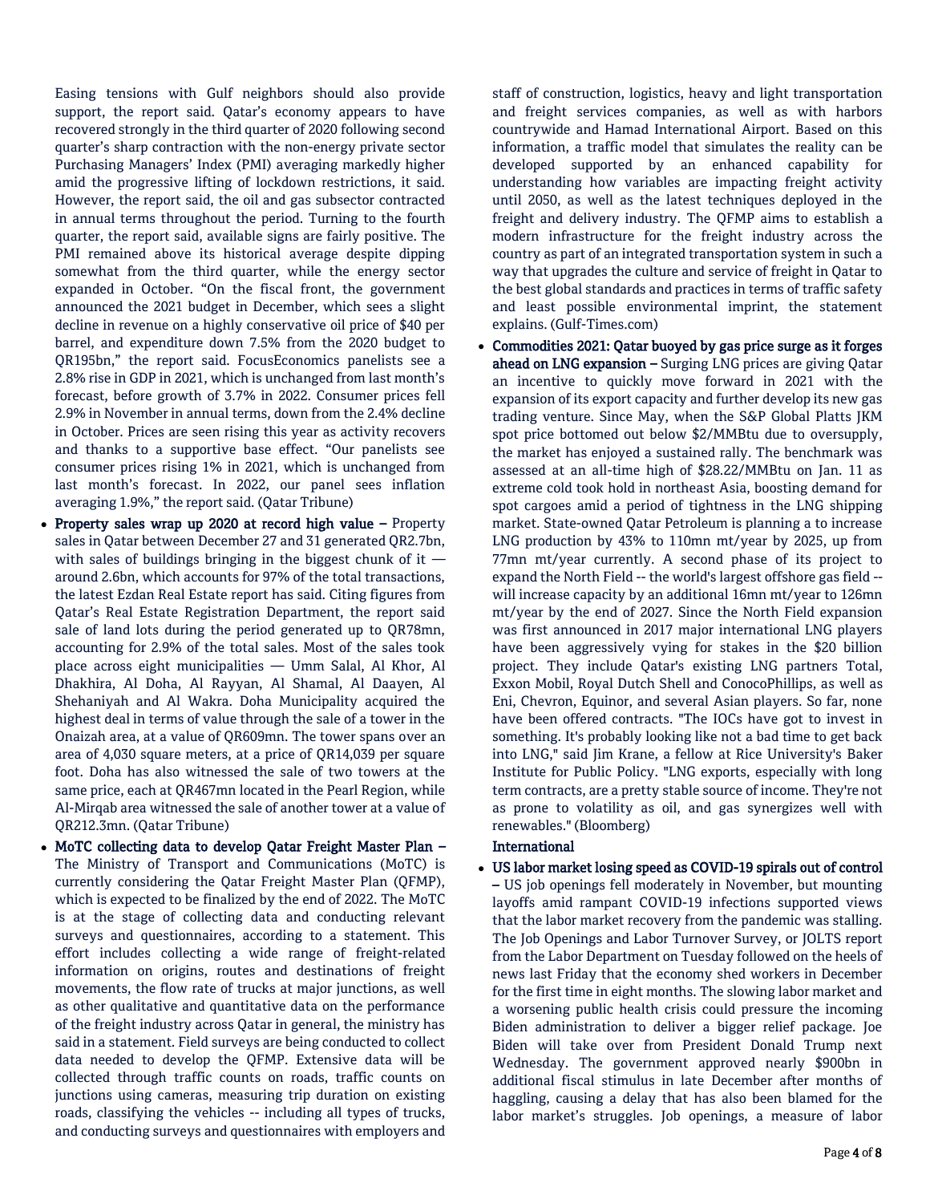Easing tensions with Gulf neighbors should also provide support, the report said. Qatar's economy appears to have recovered strongly in the third quarter of 2020 following second quarter's sharp contraction with the non-energy private sector Purchasing Managers' Index (PMI) averaging markedly higher amid the progressive lifting of lockdown restrictions, it said. However, the report said, the oil and gas subsector contracted in annual terms throughout the period. Turning to the fourth quarter, the report said, available signs are fairly positive. The PMI remained above its historical average despite dipping somewhat from the third quarter, while the energy sector expanded in October. "On the fiscal front, the government announced the 2021 budget in December, which sees a slight decline in revenue on a highly conservative oil price of $40 per barrel, and expenditure down 7.5% from the 2020 budget to QR195bn," the report said. FocusEconomics panelists see a 2.8% rise in GDP in 2021, which is unchanged from last month's forecast, before growth of 3.7% in 2022. Consumer prices fell 2.9% in November in annual terms, down from the 2.4% decline in October. Prices are seen rising this year as activity recovers and thanks to a supportive base effect. "Our panelists see consumer prices rising 1% in 2021, which is unchanged from last month's forecast. In 2022, our panel sees inflation averaging 1.9%," the report said. (Qatar Tribune)

- **Property sales wrap up 2020 at record high value –** Property sales in Qatar between December 27 and 31 generated QR2.7bn, with sales of buildings bringing in the biggest chunk of it — around 2.6bn, which accounts for 97% of the total transactions, the latest Ezdan Real Estate report has said. Citing figures from Qatar's Real Estate Registration Department, the report said sale of land lots during the period generated up to QR78mn, accounting for 2.9% of the total sales. Most of the sales took place across eight municipalities — Umm Salal, Al Khor, Al Dhakhira, Al Doha, Al Rayyan, Al Shamal, Al Daayen, Al Shehaniyah and Al Wakra. Doha Municipality acquired the highest deal in terms of value through the sale of a tower in the Onaizah area, at a value of QR609mn. The tower spans over an area of 4,030 square meters, at a price of QR14,039 per square foot. Doha has also witnessed the sale of two towers at the same price, each at QR467mn located in the Pearl Region, while Al-Mirqab area witnessed the sale of another tower at a value of QR212.3mn. (Qatar Tribune)
- **MoTC collecting data to develop Qatar Freight Master Plan –** The Ministry of Transport and Communications (MoTC) is currently considering the Qatar Freight Master Plan (QFMP), which is expected to be finalized by the end of 2022. The MoTC is at the stage of collecting data and conducting relevant surveys and questionnaires, according to a statement. This effort includes collecting a wide range of freight-related information on origins, routes and destinations of freight movements, the flow rate of trucks at major junctions, as well as other qualitative and quantitative data on the performance of the freight industry across Qatar in general, the ministry has said in a statement. Field surveys are being conducted to collect data needed to develop the QFMP. Extensive data will be collected through traffic counts on roads, traffic counts on junctions using cameras, measuring trip duration on existing roads, classifying the vehicles -- including all types of trucks, and conducting surveys and questionnaires with employers and staff of construction, logistics, heavy and light transportation and freight services companies, as well as with harbors countrywide and Hamad International Airport. Based on this information, a traffic model that simulates the reality can be developed supported by an enhanced capability for understanding how variables are impacting freight activity until 2050, as well as the latest techniques deployed in the freight and delivery industry. The QFMP aims to establish a modern infrastructure for the freight industry across the country as part of an integrated transportation system in such a way that upgrades the culture and service of freight in Qatar to the best global standards and practices in terms of traffic safety and least possible environmental imprint, the statement explains. (Gulf-Times.com)
- **Commodities 2021: Qatar buoyed by gas price surge as it forges ahead on LNG expansion –** Surging LNG prices are giving Qatar an incentive to quickly move forward in 2021 with the expansion of its export capacity and further develop its new gas trading venture. Since May, when the S&P Global Platts JKM spot price bottomed out below $2/MMBtu due to oversupply, the market has enjoyed a sustained rally. The benchmark was assessed at an all-time high of $28.22/MMBtu on Jan. 11 as extreme cold took hold in northeast Asia, boosting demand for spot cargoes amid a period of tightness in the LNG shipping market. State-owned Qatar Petroleum is planning a to increase LNG production by 43% to 110mn mt/year by 2025, up from 77mn mt/year currently. A second phase of its project to expand the North Field -- the world's largest offshore gas field -- will increase capacity by an additional 16mn mt/year to 126mn mt/year by the end of 2027. Since the North Field expansion was first announced in 2017 major international LNG players have been aggressively vying for stakes in the $20 billion project. They include Qatar's existing LNG partners Total, Exxon Mobil, Royal Dutch Shell and ConocoPhillips, as well as Eni, Chevron, Equinor, and several Asian players. So far, none have been offered contracts. "The IOCs have got to invest in something. It's probably looking like not a bad time to get back into LNG," said Jim Krane, a fellow at Rice University's Baker Institute for Public Policy. "LNG exports, especially with long term contracts, are a pretty stable source of income. They're not as prone to volatility as oil, and gas synergizes well with renewables." (Bloomberg)

## International

- **US labor market losing speed as COVID-19 spirals out of control –** US job openings fell moderately in November, but mounting layoffs amid rampant COVID-19 infections supported views that the labor market recovery from the pandemic was stalling. The Job Openings and Labor Turnover Survey, or JOLTS report from the Labor Department on Tuesday followed on the heels of news last Friday that the economy shed workers in December for the first time in eight months. The slowing labor market and a worsening public health crisis could pressure the incoming Biden administration to deliver a bigger relief package. Joe Biden will take over from President Donald Trump next Wednesday. The government approved nearly $900bn in additional fiscal stimulus in late December after months of haggling, causing a delay that has also been blamed for the labor market's struggles. Job openings, a measure of labor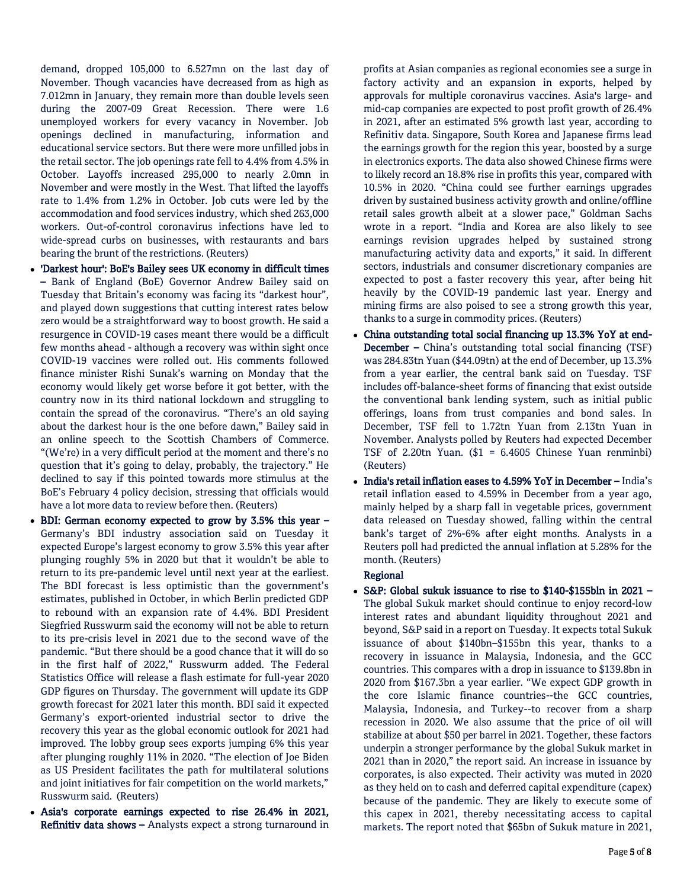demand, dropped 105,000 to 6.527mn on the last day of November. Though vacancies have decreased from as high as 7.012mn in January, they remain more than double levels seen during the 2007-09 Great Recession. There were 1.6 unemployed workers for every vacancy in November. Job openings declined in manufacturing, information and educational service sectors. But there were more unfilled jobs in the retail sector. The job openings rate fell to 4.4% from 4.5% in October. Layoffs increased 295,000 to nearly 2.0mn in November and were mostly in the West. That lifted the layoffs rate to 1.4% from 1.2% in October. Job cuts were led by the accommodation and food services industry, which shed 263,000 workers. Out-of-control coronavirus infections have led to wide-spread curbs on businesses, with restaurants and bars bearing the brunt of the restrictions. (Reuters)

- **'Darkest hour': BoE's Bailey sees UK economy in difficult times –** Bank of England (BoE) Governor Andrew Bailey said on Tuesday that Britain's economy was facing its "darkest hour", and played down suggestions that cutting interest rates below zero would be a straightforward way to boost growth. He said a resurgence in COVID-19 cases meant there would be a difficult few months ahead - although a recovery was within sight once COVID-19 vaccines were rolled out. His comments followed finance minister Rishi Sunak's warning on Monday that the economy would likely get worse before it got better, with the country now in its third national lockdown and struggling to contain the spread of the coronavirus. "There's an old saying about the darkest hour is the one before dawn," Bailey said in an online speech to the Scottish Chambers of Commerce. "(We're) in a very difficult period at the moment and there's no question that it's going to delay, probably, the trajectory." He declined to say if this pointed towards more stimulus at the BoE's February 4 policy decision, stressing that officials would have a lot more data to review before then. (Reuters)
- **BDI: German economy expected to grow by 3.5% this year –** Germany's BDI industry association said on Tuesday it expected Europe's largest economy to grow 3.5% this year after plunging roughly 5% in 2020 but that it wouldn't be able to return to its pre-pandemic level until next year at the earliest. The BDI forecast is less optimistic than the government's estimates, published in October, in which Berlin predicted GDP to rebound with an expansion rate of 4.4%. BDI President Siegfried Russwurm said the economy will not be able to return to its pre-crisis level in 2021 due to the second wave of the pandemic. "But there should be a good chance that it will do so in the first half of 2022," Russwurm added. The Federal Statistics Office will release a flash estimate for full-year 2020 GDP figures on Thursday. The government will update its GDP growth forecast for 2021 later this month. BDI said it expected Germany's export-oriented industrial sector to drive the recovery this year as the global economic outlook for 2021 had improved. The lobby group sees exports jumping 6% this year after plunging roughly 11% in 2020. "The election of Joe Biden as US President facilitates the path for multilateral solutions and joint initiatives for fair competition on the world markets," Russwurm said. (Reuters)
- **Asia's corporate earnings expected to rise 26.4% in 2021, Refinitiv data shows –** Analysts expect a strong turnaround in profits at Asian companies as regional economies see a surge in factory activity and an expansion in exports, helped by approvals for multiple coronavirus vaccines. Asia's large- and mid-cap companies are expected to post profit growth of 26.4% in 2021, after an estimated 5% growth last year, according to Refinitiv data. Singapore, South Korea and Japanese firms lead the earnings growth for the region this year, boosted by a surge in electronics exports. The data also showed Chinese firms were to likely record an 18.8% rise in profits this year, compared with 10.5% in 2020. "China could see further earnings upgrades driven by sustained business activity growth and online/offline retail sales growth albeit at a slower pace," Goldman Sachs wrote in a report. "India and Korea are also likely to see earnings revision upgrades helped by sustained strong manufacturing activity data and exports," it said. In different sectors, industrials and consumer discretionary companies are expected to post a faster recovery this year, after being hit heavily by the COVID-19 pandemic last year. Energy and mining firms are also poised to see a strong growth this year, thanks to a surge in commodity prices. (Reuters)
- **China outstanding total social financing up 13.3% YoY at end-December –** China's outstanding total social financing (TSF) was 284.83tn Yuan ($44.09tn) at the end of December, up 13.3% from a year earlier, the central bank said on Tuesday. TSF includes off-balance-sheet forms of financing that exist outside the conventional bank lending system, such as initial public offerings, loans from trust companies and bond sales. In December, TSF fell to 1.72tn Yuan from 2.13tn Yuan in November. Analysts polled by Reuters had expected December TSF of 2.20tn Yuan. ($1 = 6.4605 Chinese Yuan renminbi) (Reuters)
- **India's retail inflation eases to 4.59% YoY in December –** India's retail inflation eased to 4.59% in December from a year ago, mainly helped by a sharp fall in vegetable prices, government data released on Tuesday showed, falling within the central bank's target of 2%-6% after eight months. Analysts in a Reuters poll had predicted the annual inflation at 5.28% for the month. (Reuters)

**Regional**

- **S&P: Global sukuk issuance to rise to $140-$155bln in 2021 –** The global Sukuk market should continue to enjoy record-low interest rates and abundant liquidity throughout 2021 and beyond, S&P said in a report on Tuesday. It expects total Sukuk issuance of about $140bn–$155bn this year, thanks to a recovery in issuance in Malaysia, Indonesia, and the GCC countries. This compares with a drop in issuance to $139.8bn in 2020 from $167.3bn a year earlier. "We expect GDP growth in the core Islamic finance countries--the GCC countries, Malaysia, Indonesia, and Turkey--to recover from a sharp recession in 2020. We also assume that the price of oil will stabilize at about $50 per barrel in 2021. Together, these factors underpin a stronger performance by the global Sukuk market in 2021 than in 2020," the report said. An increase in issuance by corporates, is also expected. Their activity was muted in 2020 as they held on to cash and deferred capital expenditure (capex) because of the pandemic. They are likely to execute some of this capex in 2021, thereby necessitating access to capital markets. The report noted that $65bn of Sukuk mature in 2021,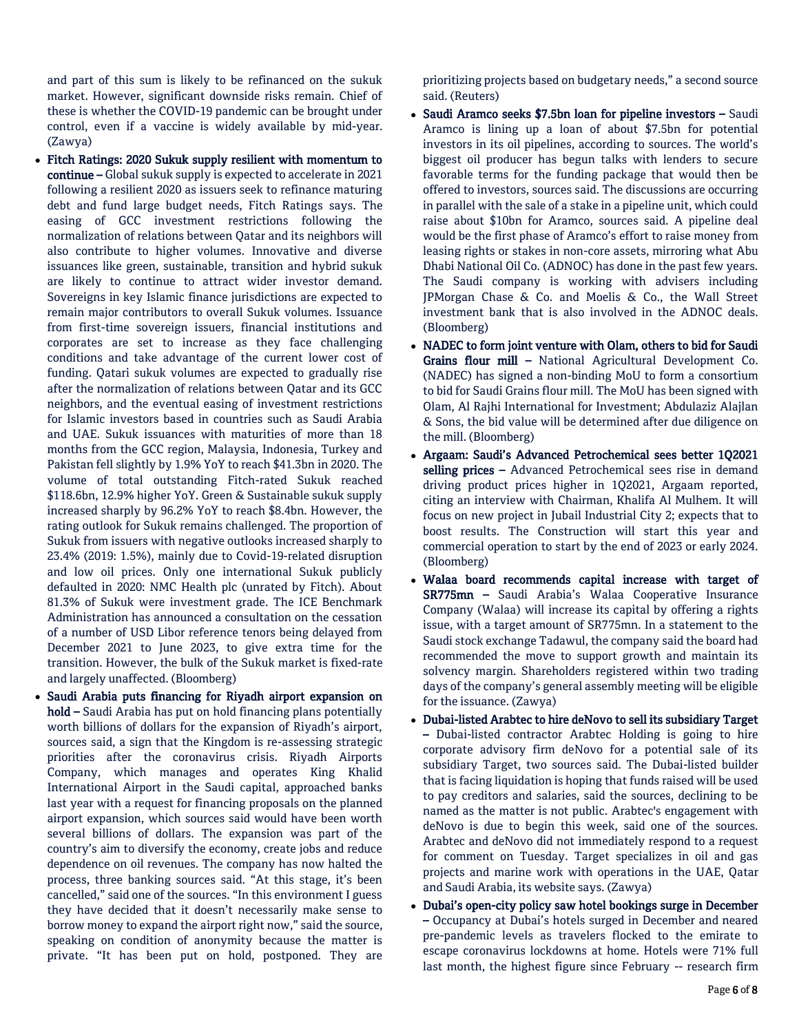and part of this sum is likely to be refinanced on the sukuk market. However, significant downside risks remain. Chief of these is whether the COVID-19 pandemic can be brought under control, even if a vaccine is widely available by mid-year. (Zawya)

- **Fitch Ratings: 2020 Sukuk supply resilient with momentum to continue –** Global sukuk supply is expected to accelerate in 2021 following a resilient 2020 as issuers seek to refinance maturing debt and fund large budget needs, Fitch Ratings says. The easing of GCC investment restrictions following the normalization of relations between Qatar and its neighbors will also contribute to higher volumes. Innovative and diverse issuances like green, sustainable, transition and hybrid sukuk are likely to continue to attract wider investor demand. Sovereigns in key Islamic finance jurisdictions are expected to remain major contributors to overall Sukuk volumes. Issuance from first-time sovereign issuers, financial institutions and corporates are set to increase as they face challenging conditions and take advantage of the current lower cost of funding. Qatari sukuk volumes are expected to gradually rise after the normalization of relations between Qatar and its GCC neighbors, and the eventual easing of investment restrictions for Islamic investors based in countries such as Saudi Arabia and UAE. Sukuk issuances with maturities of more than 18 months from the GCC region, Malaysia, Indonesia, Turkey and Pakistan fell slightly by 1.9% YoY to reach $41.3bn in 2020. The volume of total outstanding Fitch-rated Sukuk reached $118.6bn, 12.9% higher YoY. Green & Sustainable sukuk supply increased sharply by 96.2% YoY to reach $8.4bn. However, the rating outlook for Sukuk remains challenged. The proportion of Sukuk from issuers with negative outlooks increased sharply to 23.4% (2019: 1.5%), mainly due to Covid-19-related disruption and low oil prices. Only one international Sukuk publicly defaulted in 2020: NMC Health plc (unrated by Fitch). About 81.3% of Sukuk were investment grade. The ICE Benchmark Administration has announced a consultation on the cessation of a number of USD Libor reference tenors being delayed from December 2021 to June 2023, to give extra time for the transition. However, the bulk of the Sukuk market is fixed-rate and largely unaffected. (Bloomberg)
- **Saudi Arabia puts financing for Riyadh airport expansion on hold –** Saudi Arabia has put on hold financing plans potentially worth billions of dollars for the expansion of Riyadh's airport, sources said, a sign that the Kingdom is re-assessing strategic priorities after the coronavirus crisis. Riyadh Airports Company, which manages and operates King Khalid International Airport in the Saudi capital, approached banks last year with a request for financing proposals on the planned airport expansion, which sources said would have been worth several billions of dollars. The expansion was part of the country's aim to diversify the economy, create jobs and reduce dependence on oil revenues. The company has now halted the process, three banking sources said. "At this stage, it's been cancelled," said one of the sources. "In this environment I guess they have decided that it doesn't necessarily make sense to borrow money to expand the airport right now," said the source, speaking on condition of anonymity because the matter is private. "It has been put on hold, postponed. They are prioritizing projects based on budgetary needs," a second source said. (Reuters)
- **Saudi Aramco seeks $7.5bn loan for pipeline investors –** Saudi Aramco is lining up a loan of about $7.5bn for potential investors in its oil pipelines, according to sources. The world's biggest oil producer has begun talks with lenders to secure favorable terms for the funding package that would then be offered to investors, sources said. The discussions are occurring in parallel with the sale of a stake in a pipeline unit, which could raise about $10bn for Aramco, sources said. A pipeline deal would be the first phase of Aramco's effort to raise money from leasing rights or stakes in non-core assets, mirroring what Abu Dhabi National Oil Co. (ADNOC) has done in the past few years. The Saudi company is working with advisers including JPMorgan Chase & Co. and Moelis & Co., the Wall Street investment bank that is also involved in the ADNOC deals. (Bloomberg)
- **NADEC to form joint venture with Olam, others to bid for Saudi Grains flour mill –** National Agricultural Development Co. (NADEC) has signed a non-binding MoU to form a consortium to bid for Saudi Grains flour mill. The MoU has been signed with Olam, Al Rajhi International for Investment; Abdulaziz Alajlan & Sons, the bid value will be determined after due diligence on the mill. (Bloomberg)
- **Argaam: Saudi's Advanced Petrochemical sees better 1Q2021 selling prices –** Advanced Petrochemical sees rise in demand driving product prices higher in 1Q2021, Argaam reported, citing an interview with Chairman, Khalifa Al Mulhem. It will focus on new project in Jubail Industrial City 2; expects that to boost results. The Construction will start this year and commercial operation to start by the end of 2023 or early 2024. (Bloomberg)
- **Walaa board recommends capital increase with target of SR775mn –** Saudi Arabia's Walaa Cooperative Insurance Company (Walaa) will increase its capital by offering a rights issue, with a target amount of SR775mn. In a statement to the Saudi stock exchange Tadawul, the company said the board had recommended the move to support growth and maintain its solvency margin. Shareholders registered within two trading days of the company's general assembly meeting will be eligible for the issuance. (Zawya)
- **Dubai-listed Arabtec to hire deNovo to sell its subsidiary Target –** Dubai-listed contractor Arabtec Holding is going to hire corporate advisory firm deNovo for a potential sale of its subsidiary Target, two sources said. The Dubai-listed builder that is facing liquidation is hoping that funds raised will be used to pay creditors and salaries, said the sources, declining to be named as the matter is not public. Arabtec's engagement with deNovo is due to begin this week, said one of the sources. Arabtec and deNovo did not immediately respond to a request for comment on Tuesday. Target specializes in oil and gas projects and marine work with operations in the UAE, Qatar and Saudi Arabia, its website says. (Zawya)
- **Dubai's open-city policy saw hotel bookings surge in December –** Occupancy at Dubai's hotels surged in December and neared pre-pandemic levels as travelers flocked to the emirate to escape coronavirus lockdowns at home. Hotels were 71% full last month, the highest figure since February -- research firm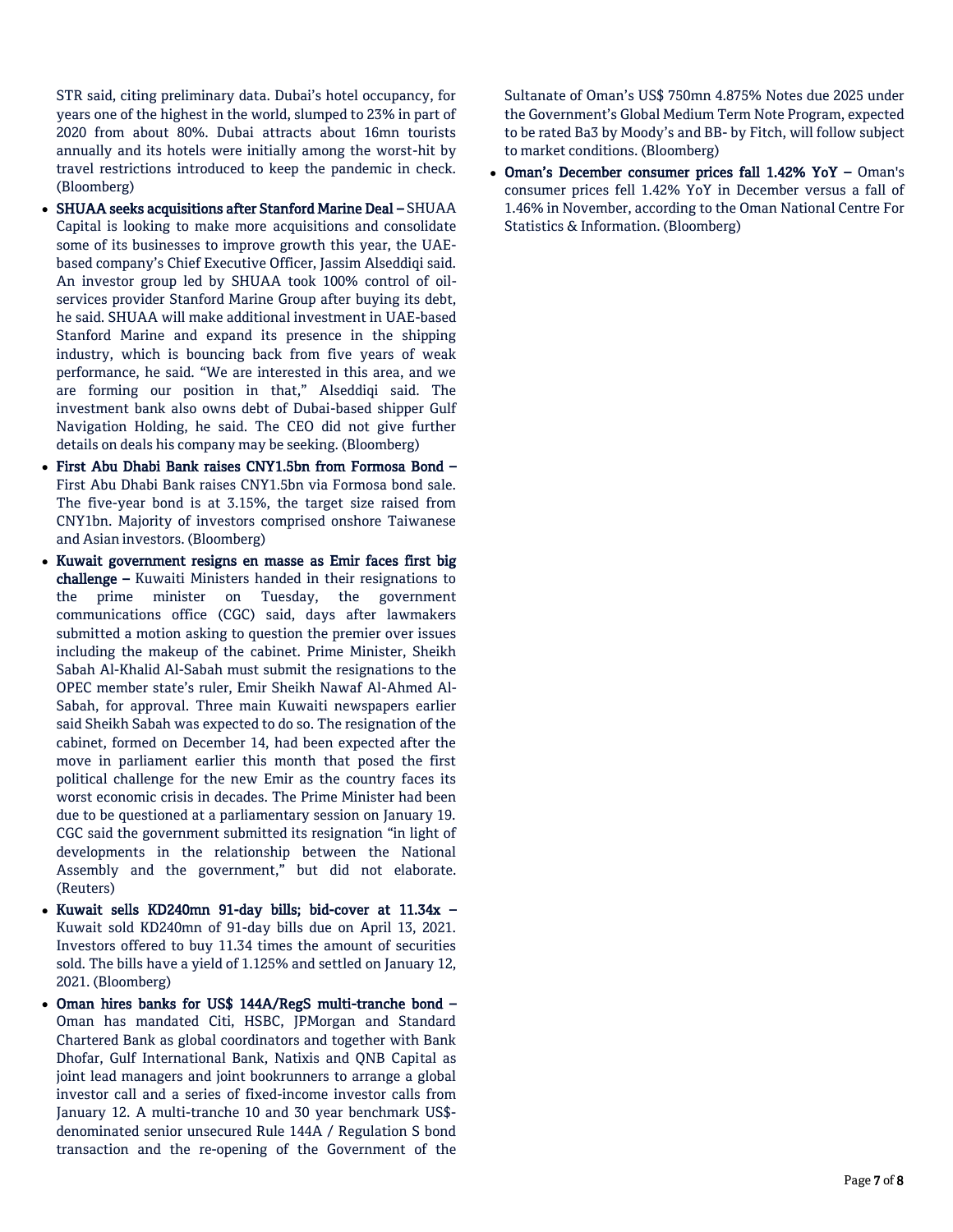STR said, citing preliminary data. Dubai's hotel occupancy, for years one of the highest in the world, slumped to 23% in part of 2020 from about 80%. Dubai attracts about 16mn tourists annually and its hotels were initially among the worst-hit by travel restrictions introduced to keep the pandemic in check. (Bloomberg)

- **SHUAA seeks acquisitions after Stanford Marine Deal –** SHUAA Capital is looking to make more acquisitions and consolidate some of its businesses to improve growth this year, the UAE-based company's Chief Executive Officer, Jassim Alseddiqi said. An investor group led by SHUAA took 100% control of oil-services provider Stanford Marine Group after buying its debt, he said. SHUAA will make additional investment in UAE-based Stanford Marine and expand its presence in the shipping industry, which is bouncing back from five years of weak performance, he said. "We are interested in this area, and we are forming our position in that," Alseddiqi said. The investment bank also owns debt of Dubai-based shipper Gulf Navigation Holding, he said. The CEO did not give further details on deals his company may be seeking. (Bloomberg)
- **First Abu Dhabi Bank raises CNY1.5bn from Formosa Bond –** First Abu Dhabi Bank raises CNY1.5bn via Formosa bond sale. The five-year bond is at 3.15%, the target size raised from CNY1bn. Majority of investors comprised onshore Taiwanese and Asian investors. (Bloomberg)
- **Kuwait government resigns en masse as Emir faces first big challenge –** Kuwaiti Ministers handed in their resignations to the prime minister on Tuesday, the government communications office (CGC) said, days after lawmakers submitted a motion asking to question the premier over issues including the makeup of the cabinet. Prime Minister, Sheikh Sabah Al-Khalid Al-Sabah must submit the resignations to the OPEC member state's ruler, Emir Sheikh Nawaf Al-Ahmed Al-Sabah, for approval. Three main Kuwaiti newspapers earlier said Sheikh Sabah was expected to do so. The resignation of the cabinet, formed on December 14, had been expected after the move in parliament earlier this month that posed the first political challenge for the new Emir as the country faces its worst economic crisis in decades. The Prime Minister had been due to be questioned at a parliamentary session on January 19. CGC said the government submitted its resignation "in light of developments in the relationship between the National Assembly and the government," but did not elaborate. (Reuters)
- **Kuwait sells KD240mn 91-day bills; bid-cover at 11.34x –** Kuwait sold KD240mn of 91-day bills due on April 13, 2021. Investors offered to buy 11.34 times the amount of securities sold. The bills have a yield of 1.125% and settled on January 12, 2021. (Bloomberg)
- **Oman hires banks for US$ 144A/RegS multi-tranche bond –** Oman has mandated Citi, HSBC, JPMorgan and Standard Chartered Bank as global coordinators and together with Bank Dhofar, Gulf International Bank, Natixis and QNB Capital as joint lead managers and joint bookrunners to arrange a global investor call and a series of fixed-income investor calls from January 12. A multi-tranche 10 and 30 year benchmark US$-denominated senior unsecured Rule 144A / Regulation S bond transaction and the re-opening of the Government of the Sultanate of Oman's US$ 750mn 4.875% Notes due 2025 under the Government's Global Medium Term Note Program, expected to be rated Ba3 by Moody's and BB- by Fitch, will follow subject to market conditions. (Bloomberg)
- **Oman's December consumer prices fall 1.42% YoY –** Oman's consumer prices fell 1.42% YoY in December versus a fall of 1.46% in November, according to the Oman National Centre For Statistics & Information. (Bloomberg)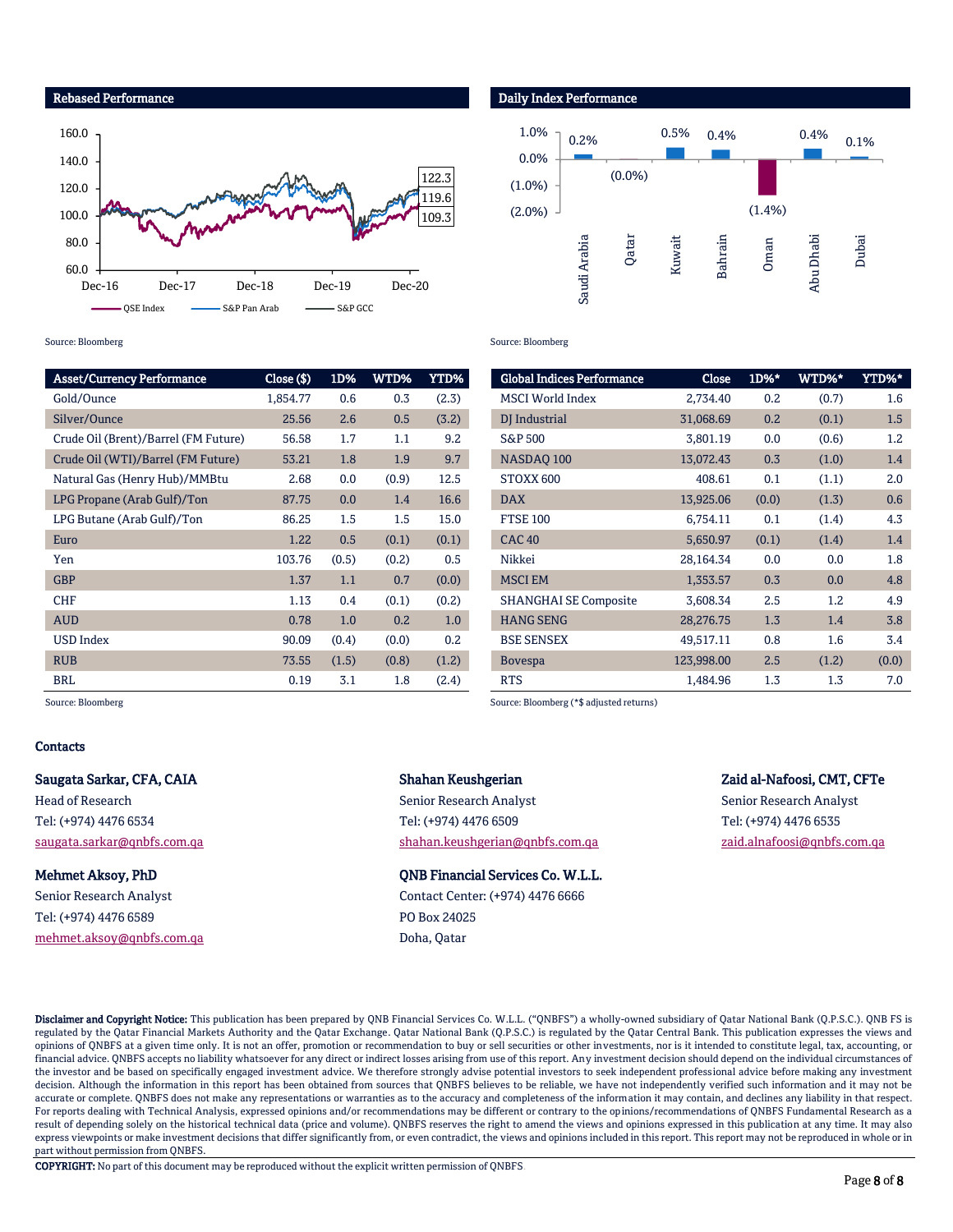## Rebased Performance

160.0
140.0
120.0
100.0
80.0
60.0

Dec-16
Dec-17
Dec-18
Dec-19
Dec-20

122.3
119.6
109.3

QSE Index
S&P Pan Arab
S&P GCC

Source: Bloomberg

## Daily Index Performance

1.0%
0.0%
(1.0%)
(2.0%)

0.2%
(0.0%)
0.5%
0.4%
(1.4%)
0.4%
0.1%

Saudi Arabia
Qatar
Kuwait
Bahrain
Oman
Abu Dhabi
Dubai

Source: Bloomberg

| Asset/Currency Performance | Close ($) | 1D% | WTD% | YTD% |
|---|---|---|---|---|
| Gold/Ounce | 1,854.77 | 0.6 | 0.3 | (2.3) |
| Silver/Ounce | 25.56 | 2.6 | 0.5 | (3.2) |
| Crude Oil (Brent)/Barrel (FM Future) | 56.58 | 1.7 | 1.1 | 9.2 |
| Crude Oil (WTI)/Barrel (FM Future) | 53.21 | 1.8 | 1.9 | 9.7 |
| Natural Gas (Henry Hub)/MMBtu | 2.68 | 0.0 | (0.9) | 12.5 |
| LPG Propane (Arab Gulf)/Ton | 87.75 | 0.0 | 1.4 | 16.6 |
| LPG Butane (Arab Gulf)/Ton | 86.25 | 1.5 | 1.5 | 15.0 |
| Euro | 1.22 | 0.5 | (0.1) | (0.1) |
| Yen | 103.76 | (0.5) | (0.2) | 0.5 |
| GBP | 1.37 | 1.1 | 0.7 | (0.0) |
| CHF | 1.13 | 0.4 | (0.1) | (0.2) |
| AUD | 0.78 | 1.0 | 0.2 | 1.0 |
| USD Index | 90.09 | (0.4) | (0.0) | 0.2 |
| RUB | 73.55 | (1.5) | (0.8) | (1.2) |
| BRL | 0.19 | 3.1 | 1.8 | (2.4) |

Source: Bloomberg

| Global Indices Performance | Close | 1D%* | WTD%* | YTD%* |
|---|---|---|---|---|
| MSCI World Index | 2,734.40 | 0.2 | (0.7) | 1.6 |
| DJ Industrial | 31,068.69 | 0.2 | (0.1) | 1.5 |
| S&P 500 | 3,801.19 | 0.0 | (0.6) | 1.2 |
| NASDAQ 100 | 13,072.43 | 0.3 | (1.0) | 1.4 |
| STOXX 600 | 408.61 | 0.1 | (1.1) | 2.0 |
| DAX | 13,925.06 | (0.0) | (1.3) | 0.6 |
| FTSE 100 | 6,754.11 | 0.1 | (1.4) | 4.3 |
| CAC 40 | 5,650.97 | (0.1) | (1.4) | 1.4 |
| Nikkei | 28,164.34 | 0.0 | 0.0 | 1.8 |
| MSCI EM | 1,353.57 | 0.3 | 0.0 | 4.8 |
| SHANGHAI SE Composite | 3,608.34 | 2.5 | 1.2 | 4.9 |
| HANG SENG | 28,276.75 | 1.3 | 1.4 | 3.8 |
| BSE SENSEX | 49,517.11 | 0.8 | 1.6 | 3.4 |
| Bovespa | 123,998.00 | 2.5 | (1.2) | (0.0) |
| RTS | 1,484.96 | 1.3 | 1.3 | 7.0 |

Source: Bloomberg (*$ adjusted returns)

## Contacts

**Saugata Sarkar, CFA, CAIA**
Head of Research
Tel: (+974) 4476 6534
saugata.sarkar@qnbfs.com.qa

**Shahan Keushgerian**
Senior Research Analyst
Tel: (+974) 4476 6509
shahan.keushgerian@qnbfs.com.qa

**Zaid al-Nafoosi, CMT, CFTe**
Senior Research Analyst
Tel: (+974) 4476 6535
zaid.alnafoosi@qnbfs.com.qa

**Mehmet Aksoy, PhD**
Senior Research Analyst
Tel: (+974) 4476 6589
mehmet.aksoy@qnbfs.com.qa

**QNB Financial Services Co. W.L.L.**
Contact Center: (+974) 4476 6666
PO Box 24025
Doha, Qatar

**Disclaimer and Copyright Notice:** This publication has been prepared by QNB Financial Services Co. W.L.L. ("QNBFS") a wholly-owned subsidiary of Qatar National Bank (Q.P.S.C.). QNB FS is regulated by the Qatar Financial Markets Authority and the Qatar Exchange. Qatar National Bank (Q.P.S.C.) is regulated by the Qatar Central Bank. This publication expresses the views and opinions of QNBFS at a given time only. It is not an offer, promotion or recommendation to buy or sell securities or other investments, nor is it intended to constitute legal, tax, accounting, or financial advice. QNBFS accepts no liability whatsoever for any direct or indirect losses arising from use of this report. Any investment decision should depend on the individual circumstances of the investor and be based on specifically engaged investment advice. We therefore strongly advise potential investors to seek independent professional advice before making any investment decision. Although the information in this report has been obtained from sources that QNBFS believes to be reliable, we have not independently verified such information and it may not be accurate or complete. QNBFS does not make any representations or warranties as to the accuracy and completeness of the information it may contain, and declines any liability in that respect. For reports dealing with Technical Analysis, expressed opinions and/or recommendations may be different or contrary to the opinions/recommendations of QNBFS Fundamental Research as a result of depending solely on the historical technical data (price and volume). QNBFS reserves the right to amend the views and opinions expressed in this publication at any time. It may also express viewpoints or make investment decisions that differ significantly from, or even contradict, the views and opinions included in this report. This report may not be reproduced in whole or in part without permission from QNBFS.

**COPYRIGHT:** No part of this document may be reproduced without the explicit written permission of QNBFS